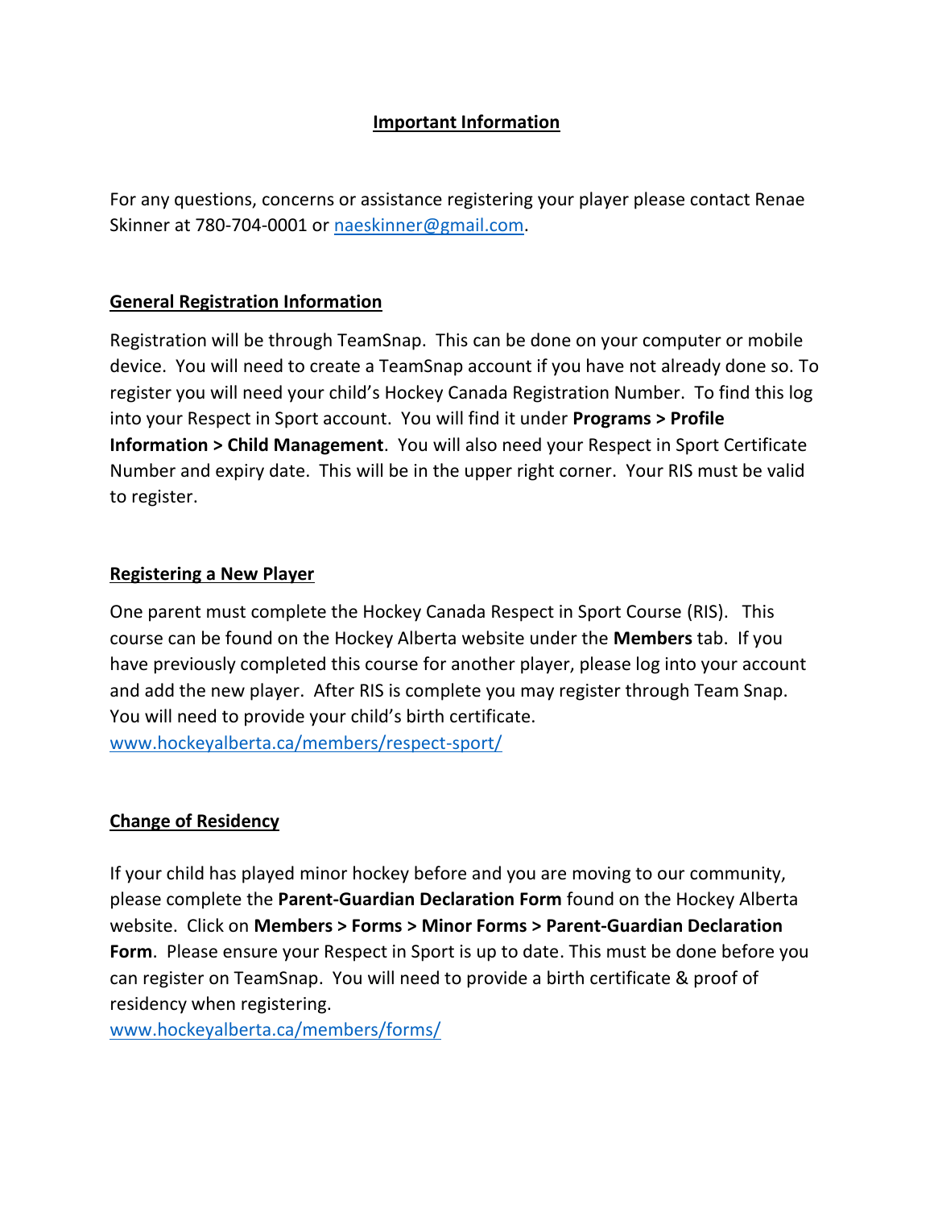# Important Information

For any questions, concerns or assistance registering your player please contact Renae Skinner at 780-704-0001 or naeskinner@gmail.com.

## General Registration Information

Registration will be through TeamSnap. This can be done on your computer or mobile device. You will need to create a TeamSnap account if you have not already done so. To register you will need your child's Hockey Canada Registration Number. To find this log into your Respect in Sport account. You will find it under **Programs > Profile Information > Child Management**. You will also need your Respect in Sport Certificate Number and expiry date. This will be in the upper right corner. Your RIS must be valid to register.

## Registering a New Player

One parent must complete the Hockey Canada Respect in Sport Course (RIS). This course can be found on the Hockey Alberta website under the **Members** tab. If you have previously completed this course for another player, please log into your account and add the new player. After RIS is complete you may register through Team Snap. You will need to provide your child's birth certificate.
www.hockeyalberta.ca/members/respect-sport/

## Change of Residency

If your child has played minor hockey before and you are moving to our community, please complete the **Parent-Guardian Declaration Form** found on the Hockey Alberta website. Click on **Members > Forms > Minor Forms > Parent-Guardian Declaration Form**. Please ensure your Respect in Sport is up to date. This must be done before you can register on TeamSnap. You will need to provide a birth certificate & proof of residency when registering.
www.hockeyalberta.ca/members/forms/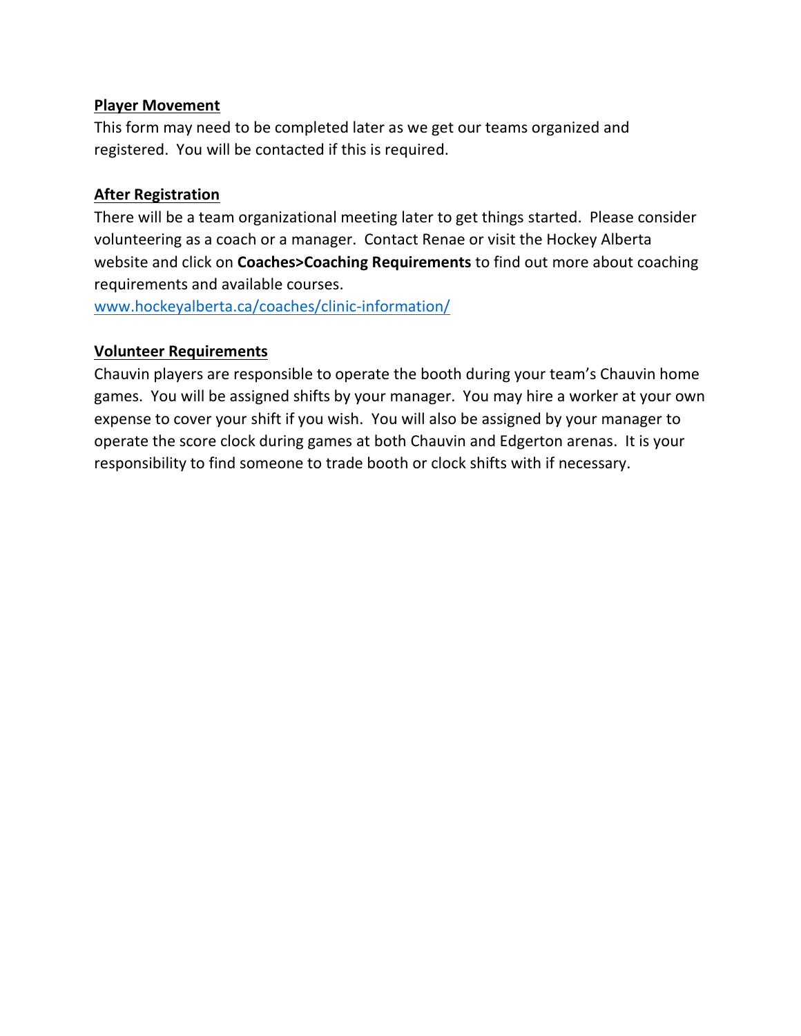**Player Movement**

This form may need to be completed later as we get our teams organized and registered. You will be contacted if this is required.

**After Registration**

There will be a team organizational meeting later to get things started. Please consider volunteering as a coach or a manager. Contact Renae or visit the Hockey Alberta website and click on **Coaches>Coaching Requirements** to find out more about coaching requirements and available courses.

www.hockeyalberta.ca/coaches/clinic-information/

**Volunteer Requirements**

Chauvin players are responsible to operate the booth during your team's Chauvin home games. You will be assigned shifts by your manager. You may hire a worker at your own expense to cover your shift if you wish. You will also be assigned by your manager to operate the score clock during games at both Chauvin and Edgerton arenas. It is your responsibility to find someone to trade booth or clock shifts with if necessary.